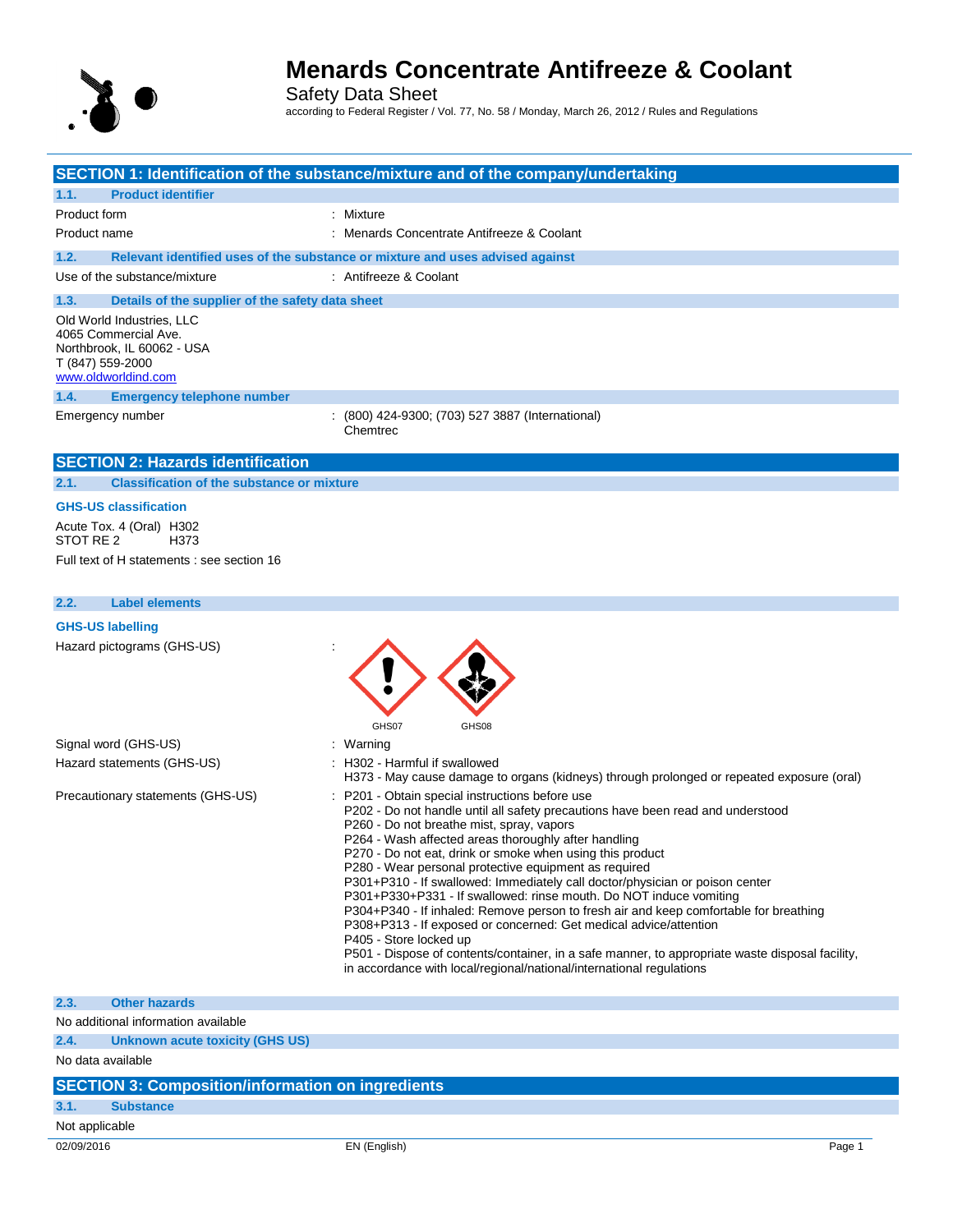# Menards Concentrate Antifreeze & Coolant

Safety Data Sheet

according to Federal Register / Vol. 77, No. 58 / Monday, March 26, 2012 / Rules and Regulations

## SECTION 1: Identification of the substance/mixture and of the company/undertaking

### 1.1. Product identifier

Product form : Mixture

Product name : Menards Concentrate Antifreeze & Coolant

### 1.2. Relevant identified uses of the substance or mixture and uses advised against

Use of the substance/mixture : Antifreeze & Coolant

### 1.3. Details of the supplier of the safety data sheet

Old World Industries, LLC
4065 Commercial Ave.
Northbrook, IL 60062 - USA
T (847) 559-2000
www.oldworldind.com

### 1.4. Emergency telephone number

Emergency number : (800) 424-9300; (703) 527 3887 (International) Chemtrec

## SECTION 2: Hazards identification

### 2.1. Classification of the substance or mixture

**GHS-US classification**

Acute Tox. 4 (Oral) H302
STOT RE 2 H373

Full text of H statements : see section 16

### 2.2. Label elements

**GHS-US labelling**

Hazard pictograms (GHS-US) : GHS07, GHS08

Signal word (GHS-US) : Warning

Hazard statements (GHS-US) :
- H302 - Harmful if swallowed
- H373 - May cause damage to organs (kidneys) through prolonged or repeated exposure (oral)

Precautionary statements (GHS-US) :
- P201 - Obtain special instructions before use
- P202 - Do not handle until all safety precautions have been read and understood
- P260 - Do not breathe mist, spray, vapors
- P264 - Wash affected areas thoroughly after handling
- P270 - Do not eat, drink or smoke when using this product
- P280 - Wear personal protective equipment as required
- P301+P310 - If swallowed: Immediately call doctor/physician or poison center
- P301+P330+P331 - If swallowed: rinse mouth. Do NOT induce vomiting
- P304+P340 - If inhaled: Remove person to fresh air and keep comfortable for breathing
- P308+P313 - If exposed or concerned: Get medical advice/attention
- P405 - Store locked up
- P501 - Dispose of contents/container, in a safe manner, to appropriate waste disposal facility, in accordance with local/regional/national/international regulations

### 2.3. Other hazards

No additional information available

### 2.4. Unknown acute toxicity (GHS US)

No data available

## SECTION 3: Composition/information on ingredients

### 3.1. Substance

Not applicable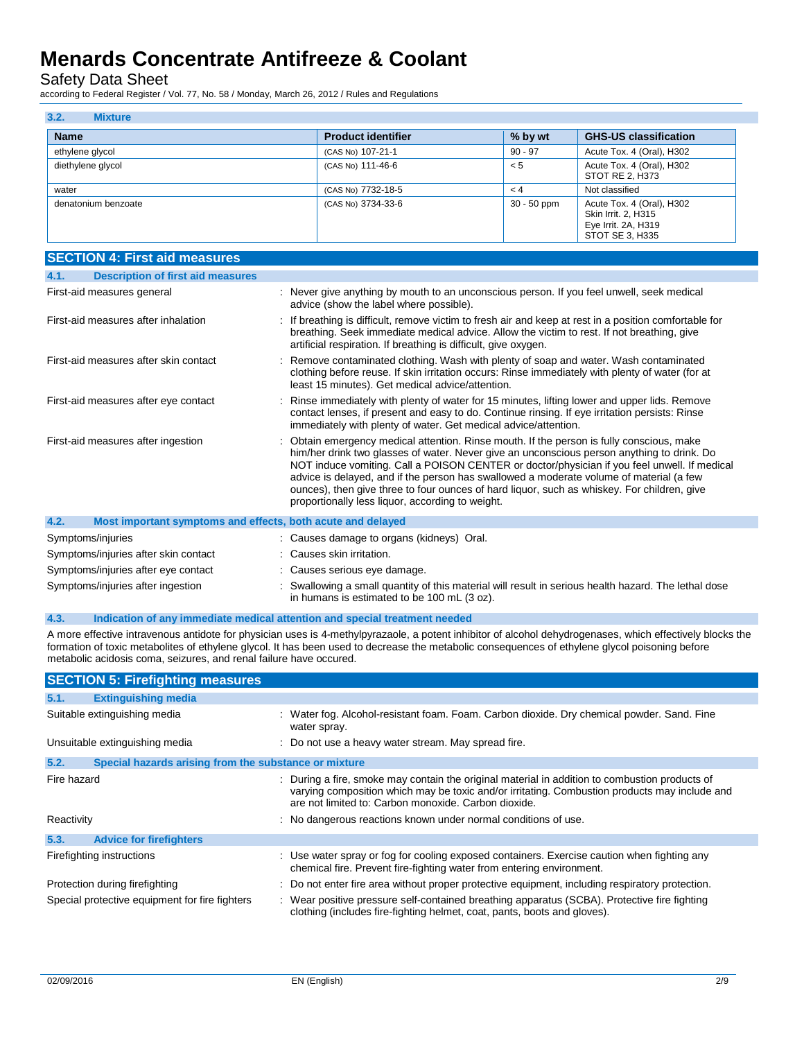### 3.2. Mixture

| Name | Product identifier | % by wt | GHS-US classification |
|---|---|---|---|
| ethylene glycol | (CAS No) 107-21-1 | 90 - 97 | Acute Tox. 4 (Oral), H302 |
| diethylene glycol | (CAS No) 111-46-6 | < 5 | Acute Tox. 4 (Oral), H302<br>STOT RE 2, H373 |
| water | (CAS No) 7732-18-5 | < 4 | Not classified |
| denatonium benzoate | (CAS No) 3734-33-6 | 30 - 50 ppm | Acute Tox. 4 (Oral), H302<br>Skin Irrit. 2, H315<br>Eye Irrit. 2A, H319<br>STOT SE 3, H335 |

## SECTION 4: First aid measures

### 4.1. Description of first aid measures

First-aid measures general : Never give anything by mouth to an unconscious person. If you feel unwell, seek medical advice (show the label where possible).

First-aid measures after inhalation : If breathing is difficult, remove victim to fresh air and keep at rest in a position comfortable for breathing. Seek immediate medical advice. Allow the victim to rest. If not breathing, give artificial respiration. If breathing is difficult, give oxygen.

First-aid measures after skin contact : Remove contaminated clothing. Wash with plenty of soap and water. Wash contaminated clothing before reuse. If skin irritation occurs: Rinse immediately with plenty of water (for at least 15 minutes). Get medical advice/attention.

First-aid measures after eye contact : Rinse immediately with plenty of water for 15 minutes, lifting lower and upper lids. Remove contact lenses, if present and easy to do. Continue rinsing. If eye irritation persists: Rinse immediately with plenty of water. Get medical advice/attention.

First-aid measures after ingestion : Obtain emergency medical attention. Rinse mouth. If the person is fully conscious, make him/her drink two glasses of water. Never give an unconscious person anything to drink. Do NOT induce vomiting. Call a POISON CENTER or doctor/physician if you feel unwell. If medical advice is delayed, and if the person has swallowed a moderate volume of material (a few ounces), then give three to four ounces of hard liquor, such as whiskey. For children, give proportionally less liquor, according to weight.

### 4.2. Most important symptoms and effects, both acute and delayed

Symptoms/injuries : Causes damage to organs (kidneys) Oral.

Symptoms/injuries after skin contact : Causes skin irritation.

Symptoms/injuries after eye contact : Causes serious eye damage.

Symptoms/injuries after ingestion : Swallowing a small quantity of this material will result in serious health hazard. The lethal dose in humans is estimated to be 100 mL (3 oz).

### 4.3. Indication of any immediate medical attention and special treatment needed

A more effective intravenous antidote for physician uses is 4-methylpyrazaole, a potent inhibitor of alcohol dehydrogenases, which effectively blocks the formation of toxic metabolites of ethylene glycol. It has been used to decrease the metabolic consequences of ethylene glycol poisoning before metabolic acidosis coma, seizures, and renal failure have occured.

## SECTION 5: Firefighting measures

### 5.1. Extinguishing media

Suitable extinguishing media : Water fog. Alcohol-resistant foam. Foam. Carbon dioxide. Dry chemical powder. Sand. Fine water spray.

Unsuitable extinguishing media : Do not use a heavy water stream. May spread fire.

### 5.2. Special hazards arising from the substance or mixture

Fire hazard : During a fire, smoke may contain the original material in addition to combustion products of varying composition which may be toxic and/or irritating. Combustion products may include and are not limited to: Carbon monoxide. Carbon dioxide.

Reactivity : No dangerous reactions known under normal conditions of use.

### 5.3. Advice for firefighters

Firefighting instructions : Use water spray or fog for cooling exposed containers. Exercise caution when fighting any chemical fire. Prevent fire-fighting water from entering environment.

Protection during firefighting : Do not enter fire area without proper protective equipment, including respiratory protection.

Special protective equipment for fire fighters : Wear positive pressure self-contained breathing apparatus (SCBA). Protective fire fighting clothing (includes fire-fighting helmet, coat, pants, boots and gloves).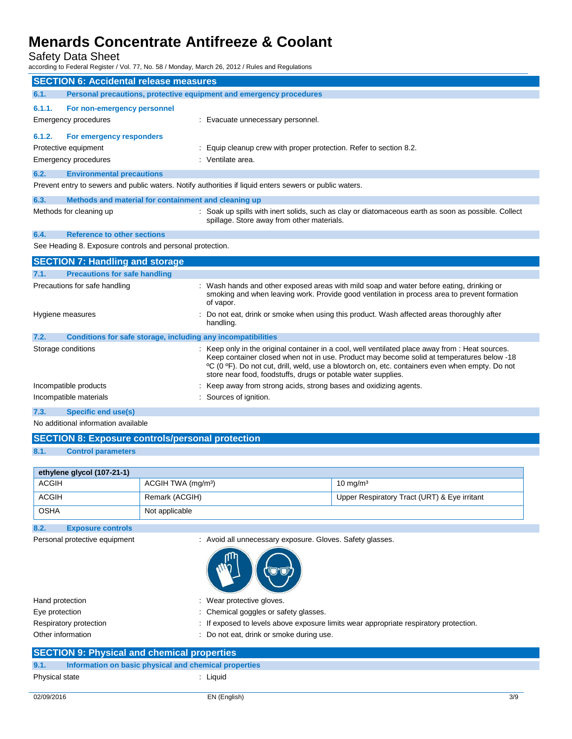## SECTION 6: Accidental release measures

### 6.1. Personal precautions, protective equipment and emergency procedures

#### 6.1.1. For non-emergency personnel

Emergency procedures : Evacuate unnecessary personnel.

#### 6.1.2. For emergency responders

Protective equipment : Equip cleanup crew with proper protection. Refer to section 8.2.

Emergency procedures : Ventilate area.

### 6.2. Environmental precautions

Prevent entry to sewers and public waters. Notify authorities if liquid enters sewers or public waters.

### 6.3. Methods and material for containment and cleaning up

Methods for cleaning up : Soak up spills with inert solids, such as clay or diatomaceous earth as soon as possible. Collect spillage. Store away from other materials.

### 6.4. Reference to other sections

See Heading 8. Exposure controls and personal protection.

## SECTION 7: Handling and storage

### 7.1. Precautions for safe handling

Precautions for safe handling : Wash hands and other exposed areas with mild soap and water before eating, drinking or smoking and when leaving work. Provide good ventilation in process area to prevent formation of vapor.

Hygiene measures : Do not eat, drink or smoke when using this product. Wash affected areas thoroughly after handling.

### 7.2. Conditions for safe storage, including any incompatibilities

Storage conditions : Keep only in the original container in a cool, well ventilated place away from : Heat sources. Keep container closed when not in use. Product may become solid at temperatures below -18 ºC (0 ºF). Do not cut, drill, weld, use a blowtorch on, etc. containers even when empty. Do not store near food, foodstuffs, drugs or potable water supplies.

Incompatible products : Keep away from strong acids, strong bases and oxidizing agents.

Incompatible materials : Sources of ignition.

### 7.3. Specific end use(s)

No additional information available

## SECTION 8: Exposure controls/personal protection

### 8.1. Control parameters

| ethylene glycol (107-21-1) | | |
|---|---|---|
| ACGIH | ACGIH TWA (mg/m³) | 10 mg/m³ |
| ACGIH | Remark (ACGIH) | Upper Respiratory Tract (URT) & Eye irritant |
| OSHA | Not applicable | |

### 8.2. Exposure controls

Personal protective equipment : Avoid all unnecessary exposure. Gloves. Safety glasses.

Hand protection : Wear protective gloves.

Eye protection : Chemical goggles or safety glasses.

Respiratory protection : If exposed to levels above exposure limits wear appropriate respiratory protection.

Other information : Do not eat, drink or smoke during use.

## SECTION 9: Physical and chemical properties

### 9.1. Information on basic physical and chemical properties

Physical state : Liquid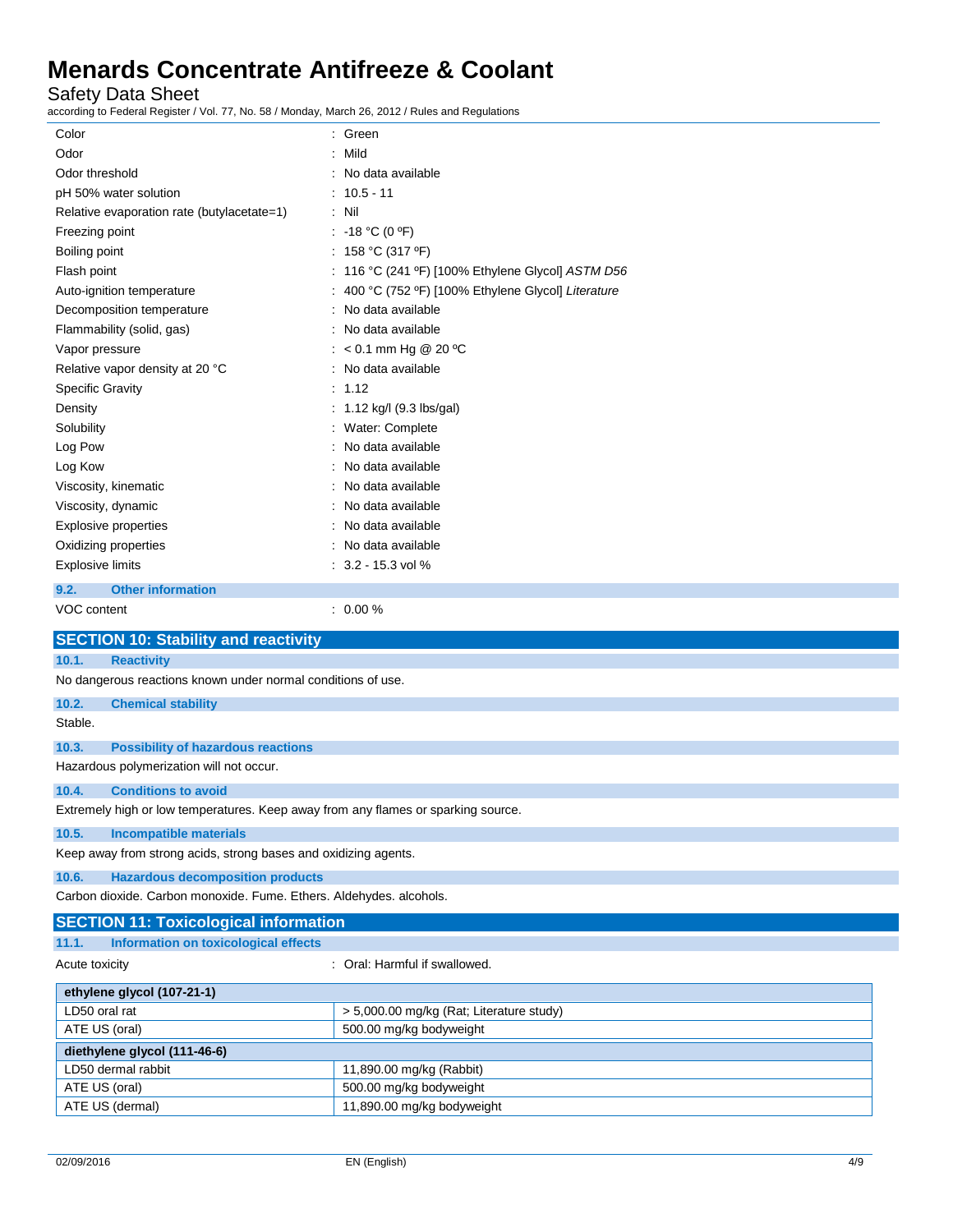| | |
|---|---|
| Color | : Green |
| Odor | : Mild |
| Odor threshold | : No data available |
| pH 50% water solution | : 10.5 - 11 |
| Relative evaporation rate (butylacetate=1) | : Nil |
| Freezing point | : -18 °C (0 ºF) |
| Boiling point | : 158 °C (317 ºF) |
| Flash point | : 116 °C (241 ºF) [100% Ethylene Glycol] *ASTM D56* |
| Auto-ignition temperature | : 400 °C (752 ºF) [100% Ethylene Glycol] *Literature* |
| Decomposition temperature | : No data available |
| Flammability (solid, gas) | : No data available |
| Vapor pressure | : < 0.1 mm Hg @ 20 ºC |
| Relative vapor density at 20 °C | : No data available |
| Specific Gravity | : 1.12 |
| Density | : 1.12 kg/l (9.3 lbs/gal) |
| Solubility | : Water: Complete |
| Log Pow | : No data available |
| Log Kow | : No data available |
| Viscosity, kinematic | : No data available |
| Viscosity, dynamic | : No data available |
| Explosive properties | : No data available |
| Oxidizing properties | : No data available |
| Explosive limits | : 3.2 - 15.3 vol % |

### 9.2. Other information

| | |
|---|---|
| VOC content | : 0.00 % |

## SECTION 10: Stability and reactivity

### 10.1. Reactivity

No dangerous reactions known under normal conditions of use.

### 10.2. Chemical stability

Stable.

### 10.3. Possibility of hazardous reactions

Hazardous polymerization will not occur.

### 10.4. Conditions to avoid

Extremely high or low temperatures. Keep away from any flames or sparking source.

### 10.5. Incompatible materials

Keep away from strong acids, strong bases and oxidizing agents.

### 10.6. Hazardous decomposition products

Carbon dioxide. Carbon monoxide. Fume. Ethers. Aldehydes. alcohols.

## SECTION 11: Toxicological information

### 11.1. Information on toxicological effects

Acute toxicity : Oral: Harmful if swallowed.

| ethylene glycol (107-21-1) | |
|---|---|
| LD50 oral rat | > 5,000.00 mg/kg (Rat; Literature study) |
| ATE US (oral) | 500.00 mg/kg bodyweight |
| **diethylene glycol (111-46-6)** | |
| LD50 dermal rabbit | 11,890.00 mg/kg (Rabbit) |
| ATE US (oral) | 500.00 mg/kg bodyweight |
| ATE US (dermal) | 11,890.00 mg/kg bodyweight |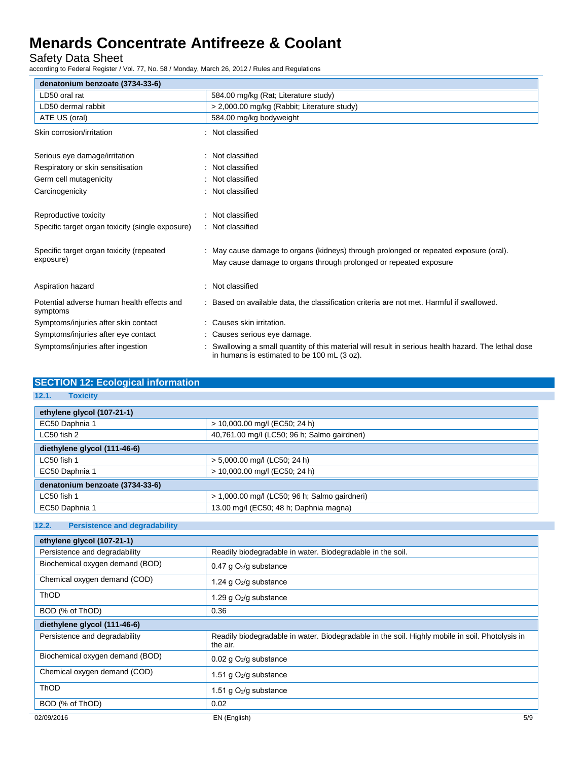| denatonium benzoate (3734-33-6) | |
|---|---|
| LD50 oral rat | 584.00 mg/kg (Rat; Literature study) |
| LD50 dermal rabbit | > 2,000.00 mg/kg (Rabbit; Literature study) |
| ATE US (oral) | 584.00 mg/kg bodyweight |

Skin corrosion/irritation : Not classified

Serious eye damage/irritation : Not classified

Respiratory or skin sensitisation : Not classified

Germ cell mutagenicity : Not classified

Carcinogenicity : Not classified

Reproductive toxicity : Not classified

Specific target organ toxicity (single exposure) : Not classified

Specific target organ toxicity (repeated exposure) : May cause damage to organs (kidneys) through prolonged or repeated exposure (oral). May cause damage to organs through prolonged or repeated exposure

Aspiration hazard : Not classified

Potential adverse human health effects and symptoms : Based on available data, the classification criteria are not met. Harmful if swallowed.

Symptoms/injuries after skin contact : Causes skin irritation.

Symptoms/injuries after eye contact : Causes serious eye damage.

Symptoms/injuries after ingestion : Swallowing a small quantity of this material will result in serious health hazard. The lethal dose in humans is estimated to be 100 mL (3 oz).

## SECTION 12: Ecological information

### 12.1. Toxicity

| ethylene glycol (107-21-1) | |
|---|---|
| EC50 Daphnia 1 | > 10,000.00 mg/l (EC50; 24 h) |
| LC50 fish 2 | 40,761.00 mg/l (LC50; 96 h; Salmo gairdneri) |
| **diethylene glycol (111-46-6)** | |
| LC50 fish 1 | > 5,000.00 mg/l (LC50; 24 h) |
| EC50 Daphnia 1 | > 10,000.00 mg/l (EC50; 24 h) |
| **denatonium benzoate (3734-33-6)** | |
| LC50 fish 1 | > 1,000.00 mg/l (LC50; 96 h; Salmo gairdneri) |
| EC50 Daphnia 1 | 13.00 mg/l (EC50; 48 h; Daphnia magna) |

### 12.2. Persistence and degradability

| ethylene glycol (107-21-1) | |
|---|---|
| Persistence and degradability | Readily biodegradable in water. Biodegradable in the soil. |
| Biochemical oxygen demand (BOD) | 0.47 g $O_2$/g substance |
| Chemical oxygen demand (COD) | 1.24 g $O_2$/g substance |
| ThOD | 1.29 g $O_2$/g substance |
| BOD (% of ThOD) | 0.36 |
| **diethylene glycol (111-46-6)** | |
| Persistence and degradability | Readily biodegradable in water. Biodegradable in the soil. Highly mobile in soil. Photolysis in the air. |
| Biochemical oxygen demand (BOD) | 0.02 g $O_2$/g substance |
| Chemical oxygen demand (COD) | 1.51 g $O_2$/g substance |
| ThOD | 1.51 g $O_2$/g substance |
| BOD (% of ThOD) | 0.02 |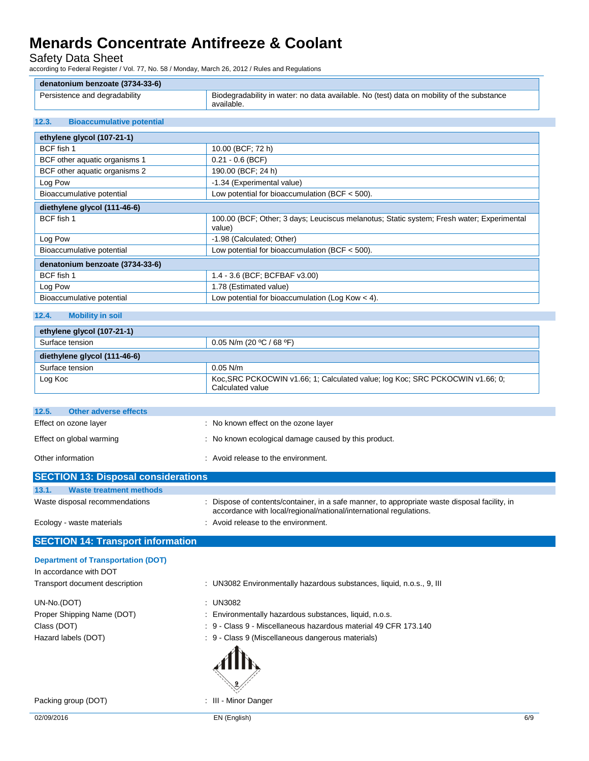| denatonium benzoate (3734-33-6) | |
|---|---|
| Persistence and degradability | Biodegradability in water: no data available. No (test) data on mobility of the substance available. |

### 12.3. Bioaccumulative potential

| ethylene glycol (107-21-1) | |
|---|---|
| BCF fish 1 | 10.00 (BCF; 72 h) |
| BCF other aquatic organisms 1 | 0.21 - 0.6 (BCF) |
| BCF other aquatic organisms 2 | 190.00 (BCF; 24 h) |
| Log Pow | -1.34 (Experimental value) |
| Bioaccumulative potential | Low potential for bioaccumulation (BCF < 500). |
| **diethylene glycol (111-46-6)** | |
| BCF fish 1 | 100.00 (BCF; Other; 3 days; Leuciscus melanotus; Static system; Fresh water; Experimental value) |
| Log Pow | -1.98 (Calculated; Other) |
| Bioaccumulative potential | Low potential for bioaccumulation (BCF < 500). |
| **denatonium benzoate (3734-33-6)** | |
| BCF fish 1 | 1.4 - 3.6 (BCF; BCFBAF v3.00) |
| Log Pow | 1.78 (Estimated value) |
| Bioaccumulative potential | Low potential for bioaccumulation (Log Kow < 4). |

### 12.4. Mobility in soil

| ethylene glycol (107-21-1) | |
|---|---|
| Surface tension | 0.05 N/m (20 ºC / 68 ºF) |
| **diethylene glycol (111-46-6)** | |
| Surface tension | 0.05 N/m |
| Log Koc | Koc,SRC PCKOCWIN v1.66; 1; Calculated value; log Koc; SRC PCKOCWIN v1.66; 0; Calculated value |

### 12.5. Other adverse effects

Effect on ozone layer : No known effect on the ozone layer

Effect on global warming : No known ecological damage caused by this product.

Other information : Avoid release to the environment.

## SECTION 13: Disposal considerations

### 13.1. Waste treatment methods

Waste disposal recommendations : Dispose of contents/container, in a safe manner, to appropriate waste disposal facility, in accordance with local/regional/national/international regulations.

Ecology - waste materials : Avoid release to the environment.

## SECTION 14: Transport information

### Department of Transportation (DOT)

In accordance with DOT

Transport document description : UN3082 Environmentally hazardous substances, liquid, n.o.s., 9, III

UN-No.(DOT) : UN3082

Proper Shipping Name (DOT) : Environmentally hazardous substances, liquid, n.o.s.

Class (DOT) : 9 - Class 9 - Miscellaneous hazardous material 49 CFR 173.140

Hazard labels (DOT) : 9 - Class 9 (Miscellaneous dangerous materials)

Packing group (DOT) : III - Minor Danger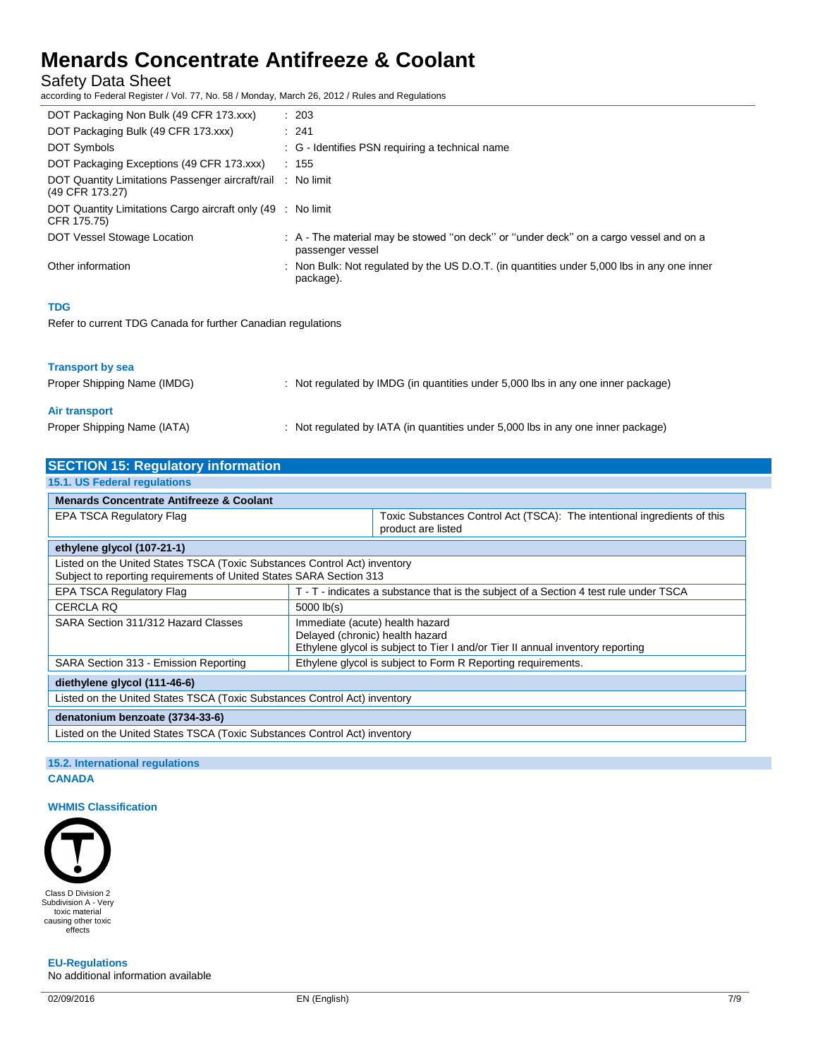| | |
|---|---|
| DOT Packaging Non Bulk (49 CFR 173.xxx) | : 203 |
| DOT Packaging Bulk (49 CFR 173.xxx) | : 241 |
| DOT Symbols | : G - Identifies PSN requiring a technical name |
| DOT Packaging Exceptions (49 CFR 173.xxx) | : 155 |
| DOT Quantity Limitations Passenger aircraft/rail (49 CFR 173.27) | : No limit |
| DOT Quantity Limitations Cargo aircraft only (49 CFR 175.75) | : No limit |
| DOT Vessel Stowage Location | : A - The material may be stowed "on deck" or "under deck" on a cargo vessel and on a passenger vessel |
| Other information | : Non Bulk: Not regulated by the US D.O.T. (in quantities under 5,000 lbs in any one inner package). |

**TDG**

Refer to current TDG Canada for further Canadian regulations

**Transport by sea**

Proper Shipping Name (IMDG) : Not regulated by IMDG (in quantities under 5,000 lbs in any one inner package)

**Air transport**

Proper Shipping Name (IATA) : Not regulated by IATA (in quantities under 5,000 lbs in any one inner package)

## SECTION 15: Regulatory information

### 15.1. US Federal regulations

| **Menards Concentrate Antifreeze & Coolant** | |
|---|---|
| EPA TSCA Regulatory Flag | Toxic Substances Control Act (TSCA): The intentional ingredients of this product are listed |

| **ethylene glycol (107-21-1)** | |
|---|---|
| Listed on the United States TSCA (Toxic Substances Control Act) inventory<br>Subject to reporting requirements of United States SARA Section 313 | |
| EPA TSCA Regulatory Flag | T - T - indicates a substance that is the subject of a Section 4 test rule under TSCA |
| CERCLA RQ | 5000 lb(s) |
| SARA Section 311/312 Hazard Classes | Immediate (acute) health hazard<br>Delayed (chronic) health hazard<br>Ethylene glycol is subject to Tier I and/or Tier II annual inventory reporting |
| SARA Section 313 - Emission Reporting | Ethylene glycol is subject to Form R Reporting requirements. |

| **diethylene glycol (111-46-6)** |
|---|
| Listed on the United States TSCA (Toxic Substances Control Act) inventory |

| **denatonium benzoate (3734-33-6)** |
|---|
| Listed on the United States TSCA (Toxic Substances Control Act) inventory |

### 15.2. International regulations

**CANADA**

**WHMIS Classification**

Class D Division 2 Subdivision A - Very toxic material causing other toxic effects

**EU-Regulations**

No additional information available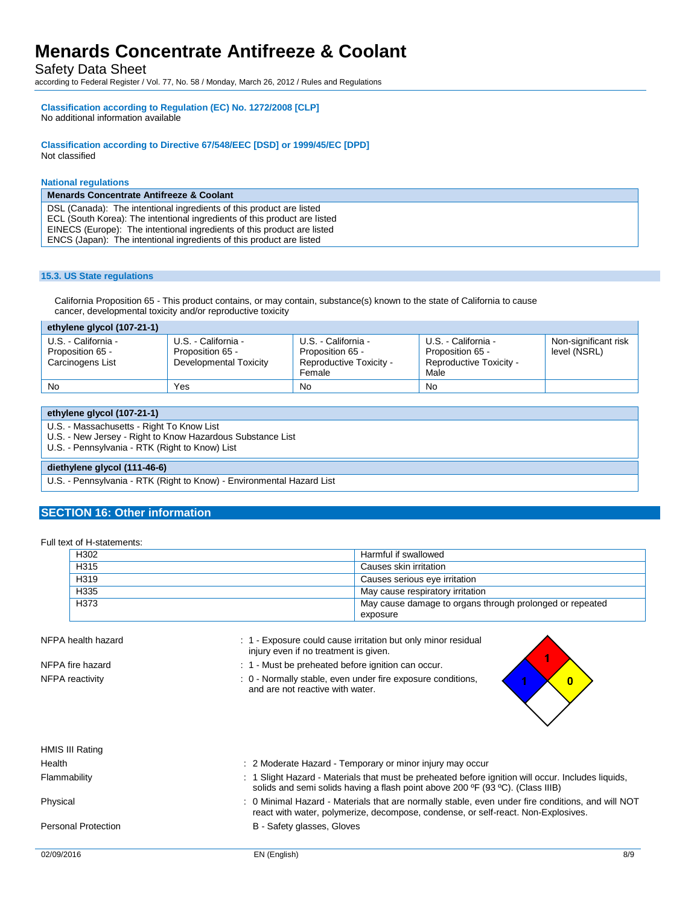**Classification according to Regulation (EC) No. 1272/2008 [CLP]**

No additional information available

**Classification according to Directive 67/548/EEC [DSD] or 1999/45/EC [DPD]**

Not classified

**National regulations**

| Menards Concentrate Antifreeze & Coolant |
|---|
| DSL (Canada): The intentional ingredients of this product are listed<br>ECL (South Korea): The intentional ingredients of this product are listed<br>EINECS (Europe): The intentional ingredients of this product are listed<br>ENCS (Japan): The intentional ingredients of this product are listed |

### 15.3. US State regulations

California Proposition 65 - This product contains, or may contain, substance(s) known to the state of California to cause cancer, developmental toxicity and/or reproductive toxicity

| ethylene glycol (107-21-1) | | | | |
|---|---|---|---|---|
| U.S. - California - Proposition 65 - Carcinogens List | U.S. - California - Proposition 65 - Developmental Toxicity | U.S. - California - Proposition 65 - Reproductive Toxicity - Female | U.S. - California - Proposition 65 - Reproductive Toxicity - Male | Non-significant risk level (NSRL) |
| No | Yes | No | No | |

| ethylene glycol (107-21-1) |
|---|
| U.S. - Massachusetts - Right To Know List<br>U.S. - New Jersey - Right to Know Hazardous Substance List<br>U.S. - Pennsylvania - RTK (Right to Know) List |
| **diethylene glycol (111-46-6)** |
| U.S. - Pennsylvania - RTK (Right to Know) - Environmental Hazard List |

## SECTION 16: Other information

Full text of H-statements:

| | |
|---|---|
| H302 | Harmful if swallowed |
| H315 | Causes skin irritation |
| H319 | Causes serious eye irritation |
| H335 | May cause respiratory irritation |
| H373 | May cause damage to organs through prolonged or repeated exposure |

NFPA health hazard : 1 - Exposure could cause irritation but only minor residual injury even if no treatment is given.

NFPA fire hazard : 1 - Must be preheated before ignition can occur.

NFPA reactivity : 0 - Normally stable, even under fire exposure conditions, and are not reactive with water.

HMIS III Rating

Health : 2 Moderate Hazard - Temporary or minor injury may occur

Flammability : 1 Slight Hazard - Materials that must be preheated before ignition will occur. Includes liquids, solids and semi solids having a flash point above 200 ºF (93 ºC). (Class IIIB)

Physical : 0 Minimal Hazard - Materials that are normally stable, even under fire conditions, and will NOT react with water, polymerize, decompose, condense, or self-react. Non-Explosives.

Personal Protection B - Safety glasses, Gloves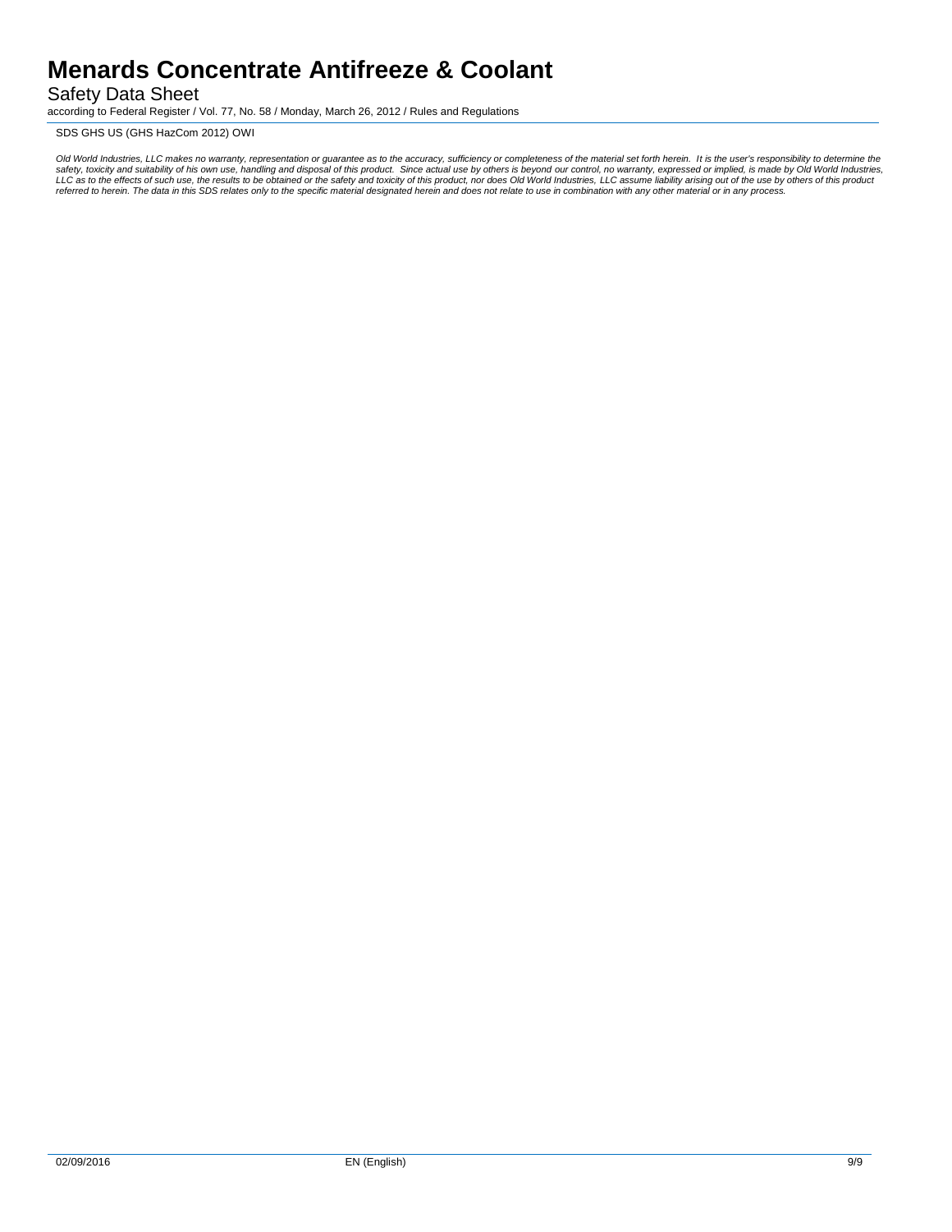SDS GHS US (GHS HazCom 2012) OWI

*Old World Industries, LLC makes no warranty, representation or guarantee as to the accuracy, sufficiency or completeness of the material set forth herein. It is the user's responsibility to determine the safety, toxicity and suitability of his own use, handling and disposal of this product. Since actual use by others is beyond our control, no warranty, expressed or implied, is made by Old World Industries, LLC as to the effects of such use, the results to be obtained or the safety and toxicity of this product, nor does Old World Industries, LLC assume liability arising out of the use by others of this product referred to herein. The data in this SDS relates only to the specific material designated herein and does not relate to use in combination with any other material or in any process.*